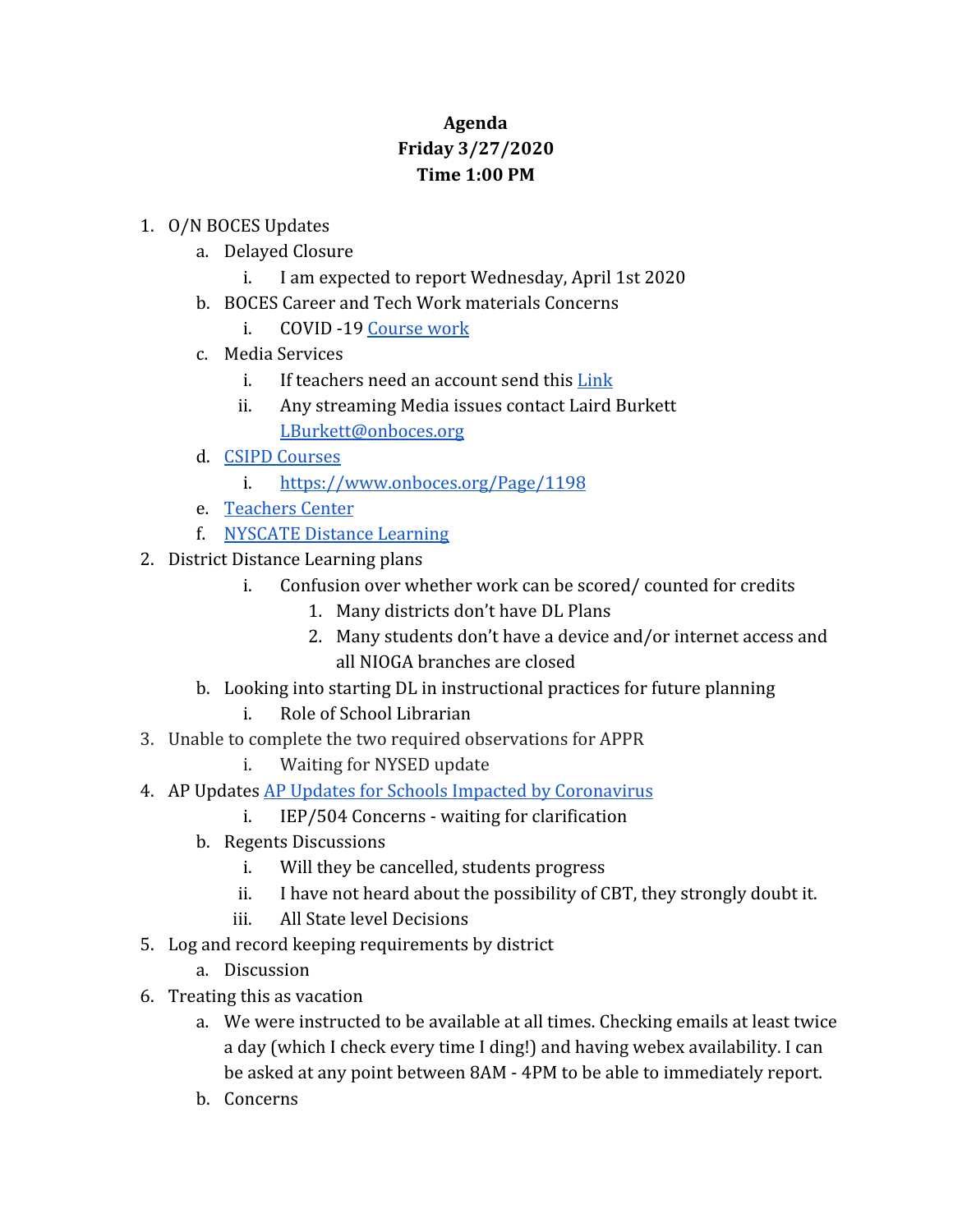**Agenda**
**Friday 3/27/2020**
**Time 1:00 PM**

1. O/N BOCES Updates
   a. Delayed Closure
      i. I am expected to report Wednesday, April 1st 2020
   b. BOCES Career and Tech Work materials Concerns
      i. COVID -19 Course work
   c. Media Services
      i. If teachers need an account send this Link
      ii. Any streaming Media issues contact Laird Burkett LBurkett@onboces.org
   d. CSIPD Courses
      i. https://www.onboces.org/Page/1198
   e. Teachers Center
   f. NYSCATE Distance Learning
2. District Distance Learning plans
      i. Confusion over whether work can be scored/ counted for credits
         1. Many districts don't have DL Plans
         2. Many students don't have a device and/or internet access and all NIOGA branches are closed
   b. Looking into starting DL in instructional practices for future planning
      i. Role of School Librarian
3. Unable to complete the two required observations for APPR
      i. Waiting for NYSED update
4. AP Updates AP Updates for Schools Impacted by Coronavirus
      i. IEP/504 Concerns - waiting for clarification
   b. Regents Discussions
      i. Will they be cancelled, students progress
      ii. I have not heard about the possibility of CBT, they strongly doubt it.
      iii. All State level Decisions
5. Log and record keeping requirements by district
   a. Discussion
6. Treating this as vacation
   a. We were instructed to be available at all times. Checking emails at least twice a day (which I check every time I ding!) and having webex availability. I can be asked at any point between 8AM - 4PM to be able to immediately report.
   b. Concerns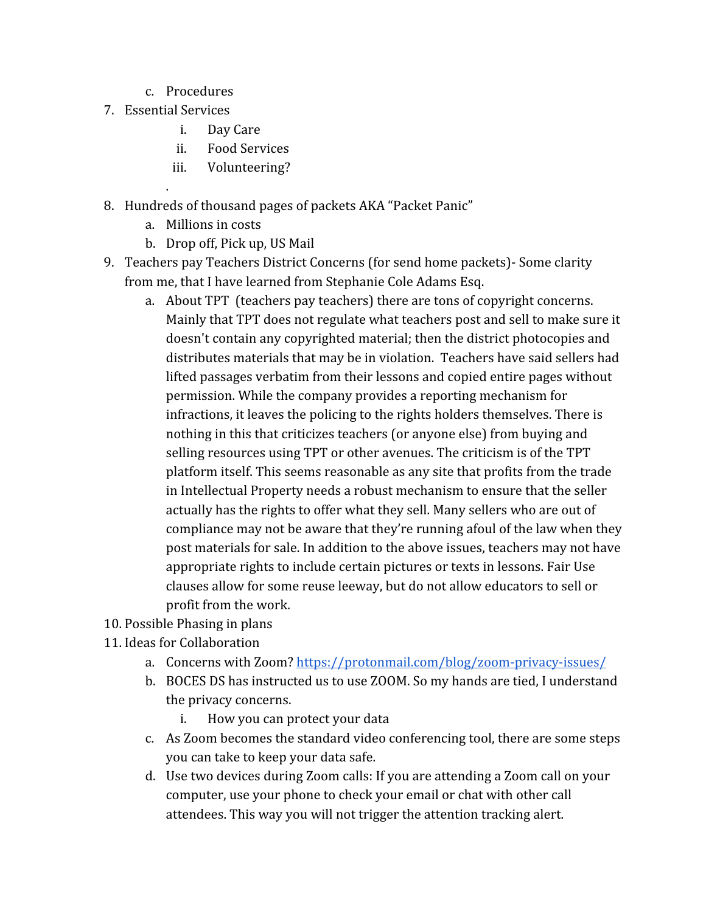c. Procedures

7. Essential Services
   i. Day Care
   ii. Food Services
   iii. Volunteering?

   .

8. Hundreds of thousand pages of packets AKA "Packet Panic"
   a. Millions in costs
   b. Drop off, Pick up, US Mail

9. Teachers pay Teachers District Concerns (for send home packets)- Some clarity from me, that I have learned from Stephanie Cole Adams Esq.
   a. About TPT (teachers pay teachers) there are tons of copyright concerns. Mainly that TPT does not regulate what teachers post and sell to make sure it doesn't contain any copyrighted material; then the district photocopies and distributes materials that may be in violation. Teachers have said sellers had lifted passages verbatim from their lessons and copied entire pages without permission. While the company provides a reporting mechanism for infractions, it leaves the policing to the rights holders themselves. There is nothing in this that criticizes teachers (or anyone else) from buying and selling resources using TPT or other avenues. The criticism is of the TPT platform itself. This seems reasonable as any site that profits from the trade in Intellectual Property needs a robust mechanism to ensure that the seller actually has the rights to offer what they sell. Many sellers who are out of compliance may not be aware that they're running afoul of the law when they post materials for sale. In addition to the above issues, teachers may not have appropriate rights to include certain pictures or texts in lessons. Fair Use clauses allow for some reuse leeway, but do not allow educators to sell or profit from the work.

10. Possible Phasing in plans

11. Ideas for Collaboration
    a. Concerns with Zoom? [https://protonmail.com/blog/zoom-privacy-issues/](https://protonmail.com/blog/zoom-privacy-issues/)
    b. BOCES DS has instructed us to use ZOOM. So my hands are tied, I understand the privacy concerns.
       i. How you can protect your data
    c. As Zoom becomes the standard video conferencing tool, there are some steps you can take to keep your data safe.
    d. Use two devices during Zoom calls: If you are attending a Zoom call on your computer, use your phone to check your email or chat with other call attendees. This way you will not trigger the attention tracking alert.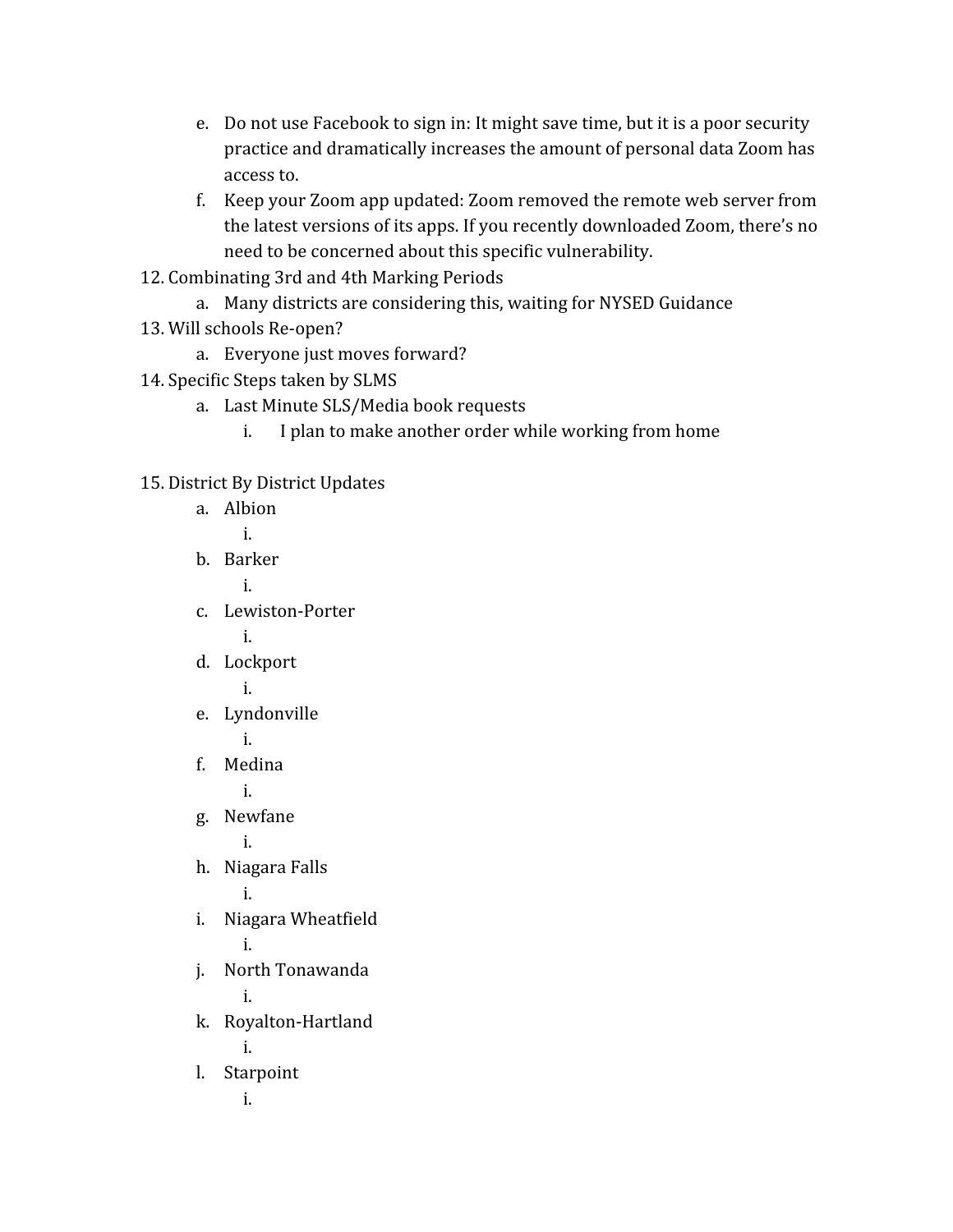e. Do not use Facebook to sign in: It might save time, but it is a poor security practice and dramatically increases the amount of personal data Zoom has access to.
   f. Keep your Zoom app updated: Zoom removed the remote web server from the latest versions of its apps. If you recently downloaded Zoom, there's no need to be concerned about this specific vulnerability.

12. Combinating 3rd and 4th Marking Periods
    a. Many districts are considering this, waiting for NYSED Guidance
13. Will schools Re-open?
    a. Everyone just moves forward?
14. Specific Steps taken by SLMS
    a. Last Minute SLS/Media book requests
       i. I plan to make another order while working from home

15. District By District Updates
    a. Albion
       i.
    b. Barker
       i.
    c. Lewiston-Porter
       i.
    d. Lockport
       i.
    e. Lyndonville
       i.
    f. Medina
       i.
    g. Newfane
       i.
    h. Niagara Falls
       i.
    i. Niagara Wheatfield
       i.
    j. North Tonawanda
       i.
    k. Royalton-Hartland
       i.
    l. Starpoint
       i.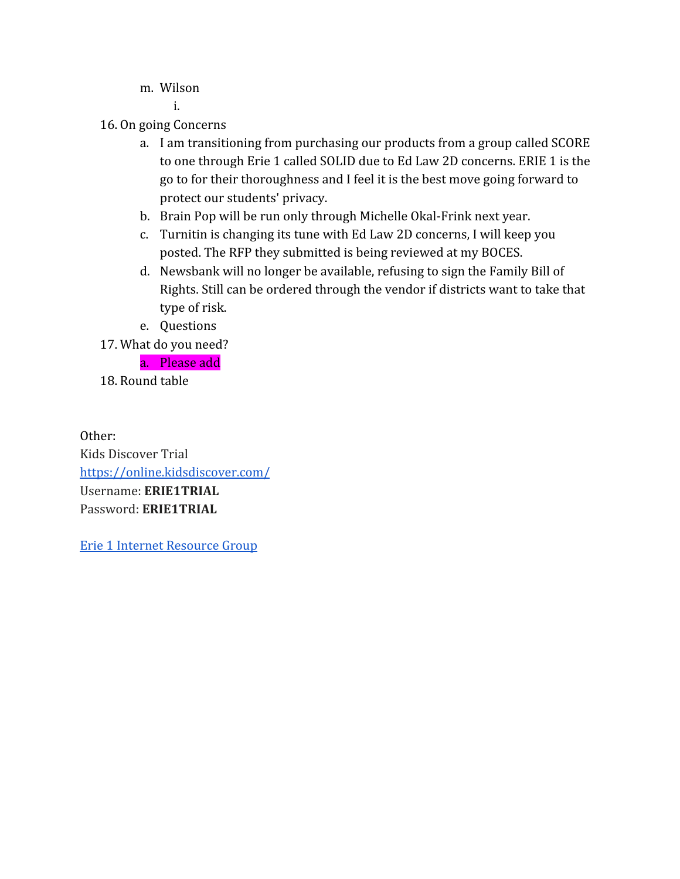m. Wilson
      i.

16. On going Concerns
   a. I am transitioning from purchasing our products from a group called SCORE to one through Erie 1 called SOLID due to Ed Law 2D concerns. ERIE 1 is the go to for their thoroughness and I feel it is the best move going forward to protect our students' privacy.
   b. Brain Pop will be run only through Michelle Okal-Frink next year.
   c. Turnitin is changing its tune with Ed Law 2D concerns, I will keep you posted. The RFP they submitted is being reviewed at my BOCES.
   d. Newsbank will no longer be available, refusing to sign the Family Bill of Rights. Still can be ordered through the vendor if districts want to take that type of risk.
   e. Questions
17. What do you need?
   a. Please add
18. Round table

Other:
Kids Discover Trial
[https://online.kidsdiscover.com/](https://online.kidsdiscover.com/)
Username: **ERIE1TRIAL**
Password: **ERIE1TRIAL**

[Erie 1 Internet Resource Group]()